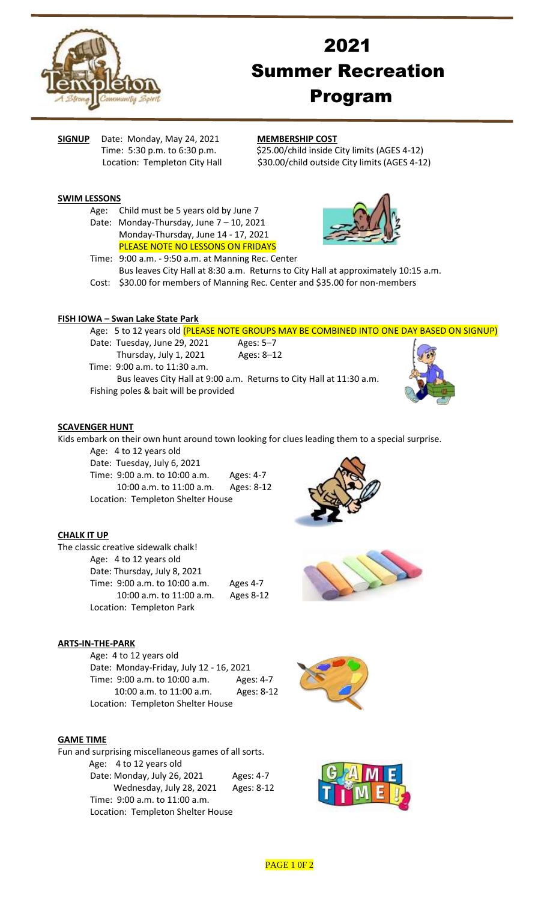# 2021 Summer Recreation Program

**SIGNUP** Date: Monday, May 24, 2021
Time: 5:30 p.m. to 6:30 p.m.
Location: Templeton City Hall

**MEMBERSHIP COST**
$25.00/child inside City limits (AGES 4-12)
$30.00/child outside City limits (AGES 4-12)

## SWIM LESSONS

Age: Child must be 5 years old by June 7
Date: Monday-Thursday, June 7 – 10, 2021
Monday-Thursday, June 14 - 17, 2021
PLEASE NOTE NO LESSONS ON FRIDAYS
Time: 9:00 a.m. - 9:50 a.m. at Manning Rec. Center
Bus leaves City Hall at 8:30 a.m. Returns to City Hall at approximately 10:15 a.m.
Cost: $30.00 for members of Manning Rec. Center and $35.00 for non-members

## FISH IOWA – Swan Lake State Park

Age: 5 to 12 years old (PLEASE NOTE GROUPS MAY BE COMBINED INTO ONE DAY BASED ON SIGNUP)
Date: Tuesday, June 29, 2021 Ages: 5–7
Thursday, July 1, 2021 Ages: 8–12
Time: 9:00 a.m. to 11:30 a.m.
Bus leaves City Hall at 9:00 a.m. Returns to City Hall at 11:30 a.m.
Fishing poles & bait will be provided

## SCAVENGER HUNT

Kids embark on their own hunt around town looking for clues leading them to a special surprise.

Age: 4 to 12 years old
Date: Tuesday, July 6, 2021
Time: 9:00 a.m. to 10:00 a.m. Ages: 4-7
10:00 a.m. to 11:00 a.m. Ages: 8-12
Location: Templeton Shelter House

## CHALK IT UP

The classic creative sidewalk chalk!

Age: 4 to 12 years old
Date: Thursday, July 8, 2021
Time: 9:00 a.m. to 10:00 a.m. Ages 4-7
10:00 a.m. to 11:00 a.m. Ages 8-12
Location: Templeton Park

## ARTS-IN-THE-PARK

Age: 4 to 12 years old
Date: Monday-Friday, July 12 - 16, 2021
Time: 9:00 a.m. to 10:00 a.m. Ages: 4-7
10:00 a.m. to 11:00 a.m. Ages: 8-12
Location: Templeton Shelter House

## GAME TIME

Fun and surprising miscellaneous games of all sorts.

Age: 4 to 12 years old
Date: Monday, July 26, 2021 Ages: 4-7
Wednesday, July 28, 2021 Ages: 8-12
Time: 9:00 a.m. to 11:00 a.m.
Location: Templeton Shelter House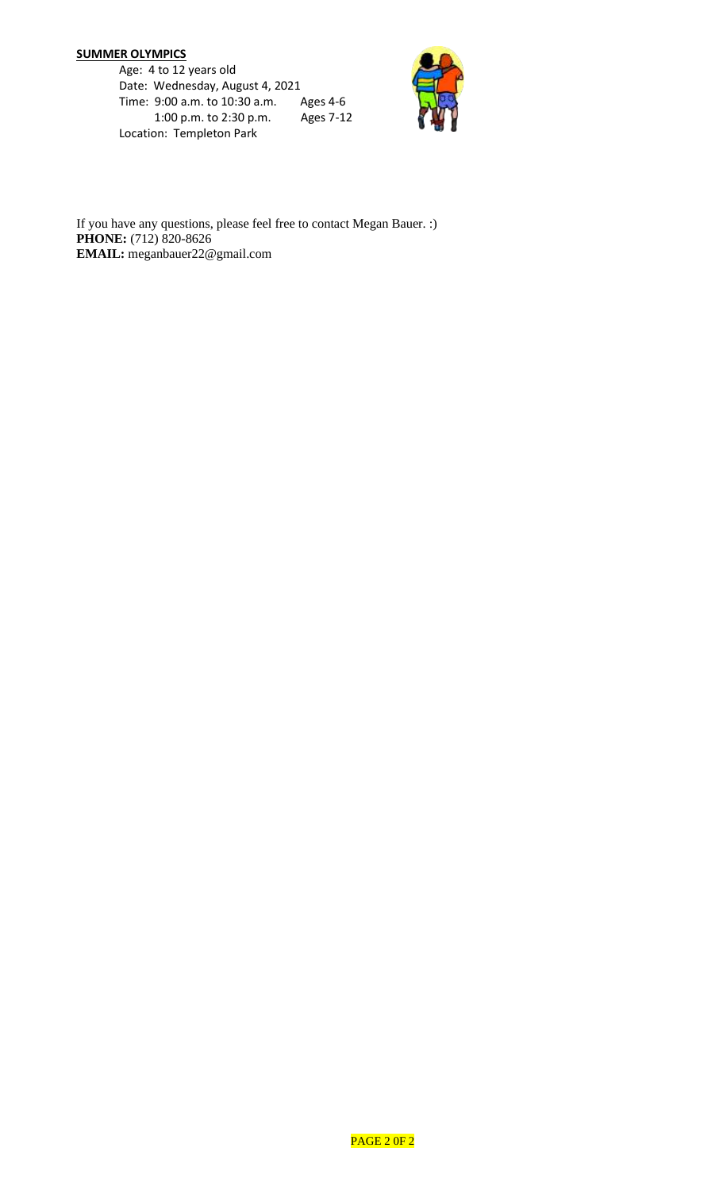**SUMMER OLYMPICS**

Age: 4 to 12 years old
Date: Wednesday, August 4, 2021
Time: 9:00 a.m. to 10:30 a.m. Ages 4-6
1:00 p.m. to 2:30 p.m. Ages 7-12
Location: Templeton Park

If you have any questions, please feel free to contact Megan Bauer. :)
**PHONE:** (712) 820-8626
**EMAIL:** meganbauer22@gmail.com